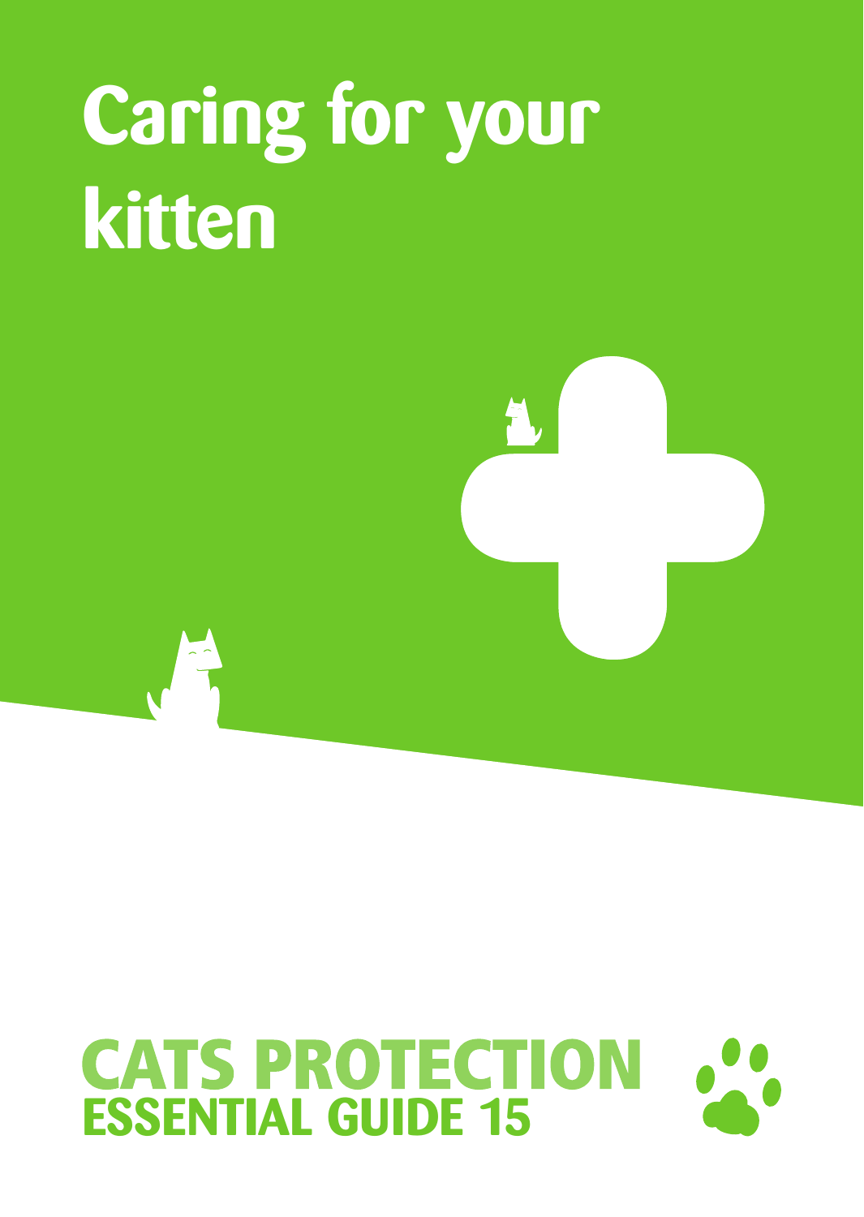# Caring for your kitten

**CATS PROTECTION**
**ESSENTIAL GUIDE 15**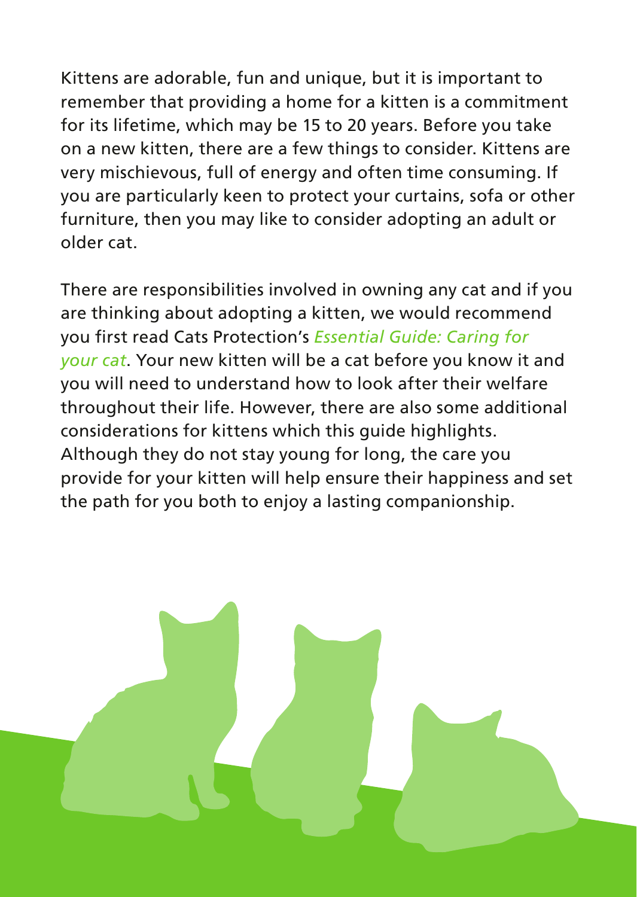Kittens are adorable, fun and unique, but it is important to remember that providing a home for a kitten is a commitment for its lifetime, which may be 15 to 20 years. Before you take on a new kitten, there are a few things to consider. Kittens are very mischievous, full of energy and often time consuming. If you are particularly keen to protect your curtains, sofa or other furniture, then you may like to consider adopting an adult or older cat.

There are responsibilities involved in owning any cat and if you are thinking about adopting a kitten, we would recommend you first read Cats Protection's *Essential Guide: Caring for your cat*. Your new kitten will be a cat before you know it and you will need to understand how to look after their welfare throughout their life. However, there are also some additional considerations for kittens which this guide highlights. Although they do not stay young for long, the care you provide for your kitten will help ensure their happiness and set the path for you both to enjoy a lasting companionship.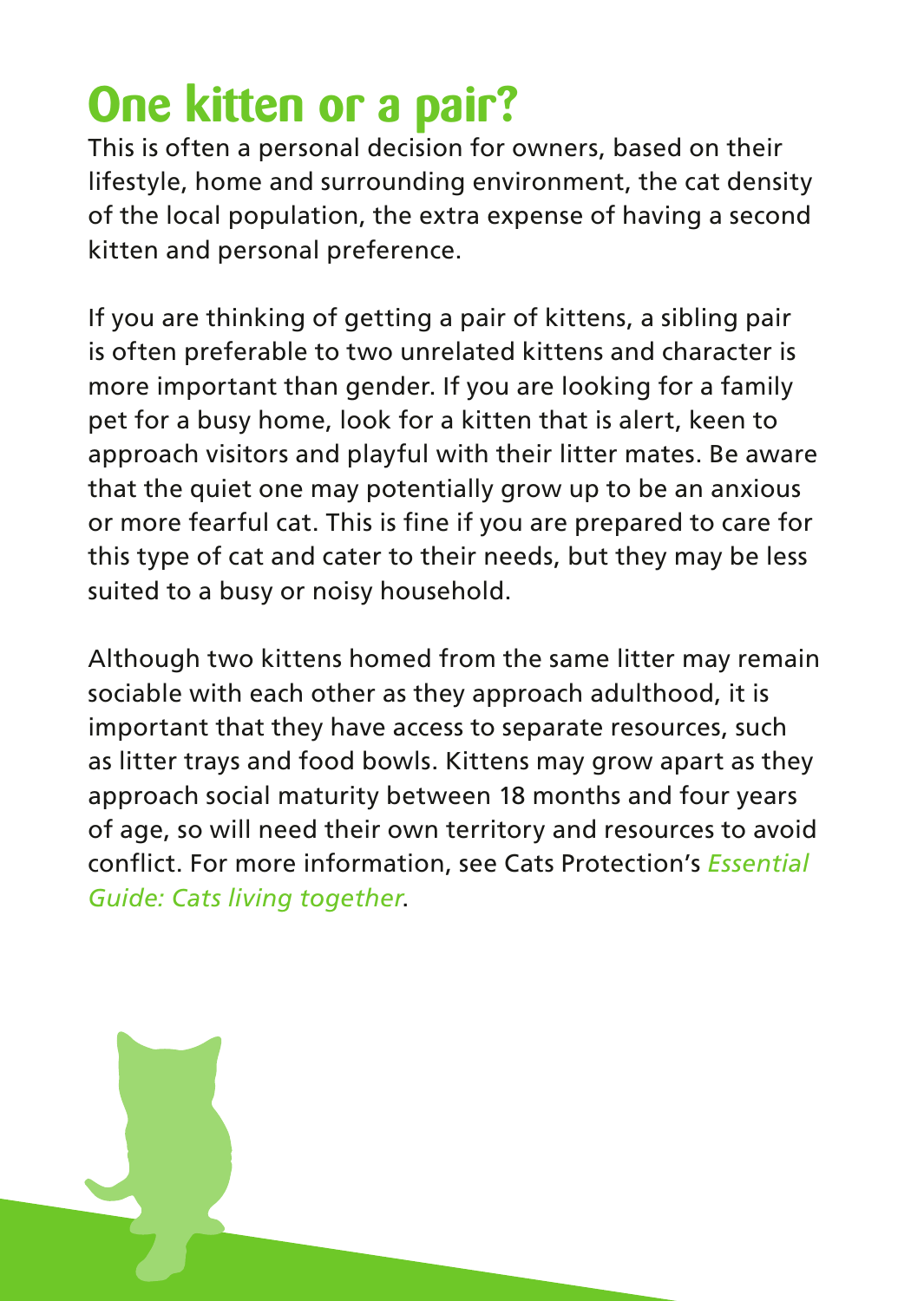# One kitten or a pair?

This is often a personal decision for owners, based on their lifestyle, home and surrounding environment, the cat density of the local population, the extra expense of having a second kitten and personal preference.

If you are thinking of getting a pair of kittens, a sibling pair is often preferable to two unrelated kittens and character is more important than gender. If you are looking for a family pet for a busy home, look for a kitten that is alert, keen to approach visitors and playful with their litter mates. Be aware that the quiet one may potentially grow up to be an anxious or more fearful cat. This is fine if you are prepared to care for this type of cat and cater to their needs, but they may be less suited to a busy or noisy household.

Although two kittens homed from the same litter may remain sociable with each other as they approach adulthood, it is important that they have access to separate resources, such as litter trays and food bowls. Kittens may grow apart as they approach social maturity between 18 months and four years of age, so will need their own territory and resources to avoid conflict. For more information, see Cats Protection's *Essential Guide: Cats living together*.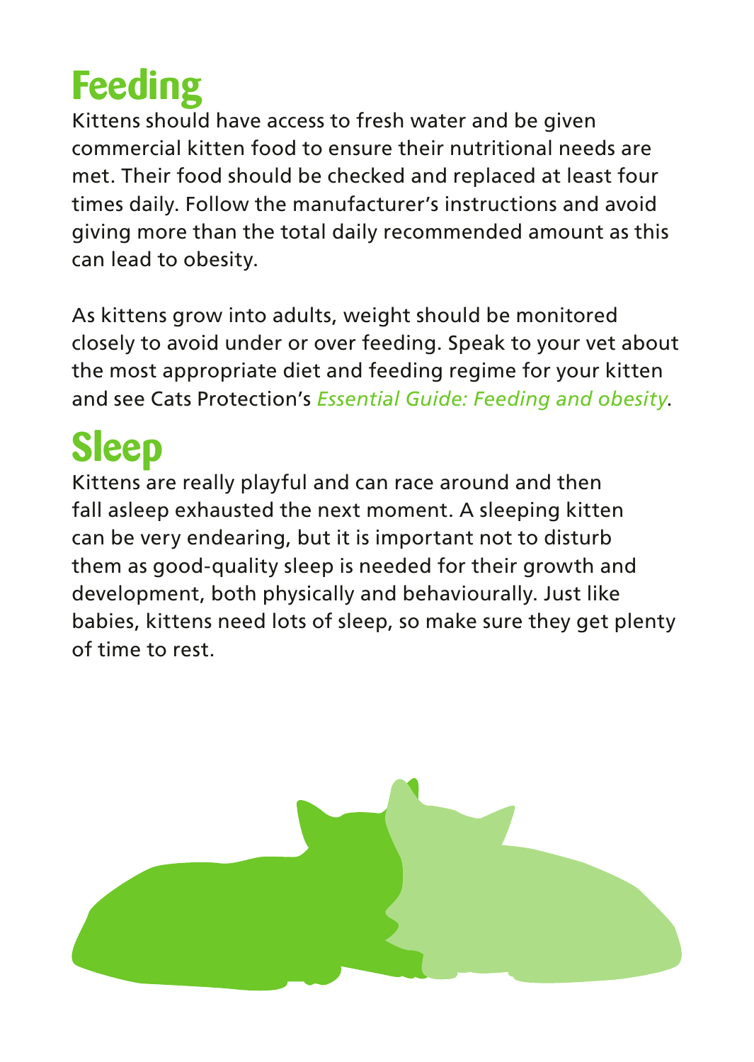# Feeding

Kittens should have access to fresh water and be given commercial kitten food to ensure their nutritional needs are met. Their food should be checked and replaced at least four times daily. Follow the manufacturer's instructions and avoid giving more than the total daily recommended amount as this can lead to obesity.

As kittens grow into adults, weight should be monitored closely to avoid under or over feeding. Speak to your vet about the most appropriate diet and feeding regime for your kitten and see Cats Protection's *Essential Guide: Feeding and obesity*.

# Sleep

Kittens are really playful and can race around and then fall asleep exhausted the next moment. A sleeping kitten can be very endearing, but it is important not to disturb them as good-quality sleep is needed for their growth and development, both physically and behaviourally. Just like babies, kittens need lots of sleep, so make sure they get plenty of time to rest.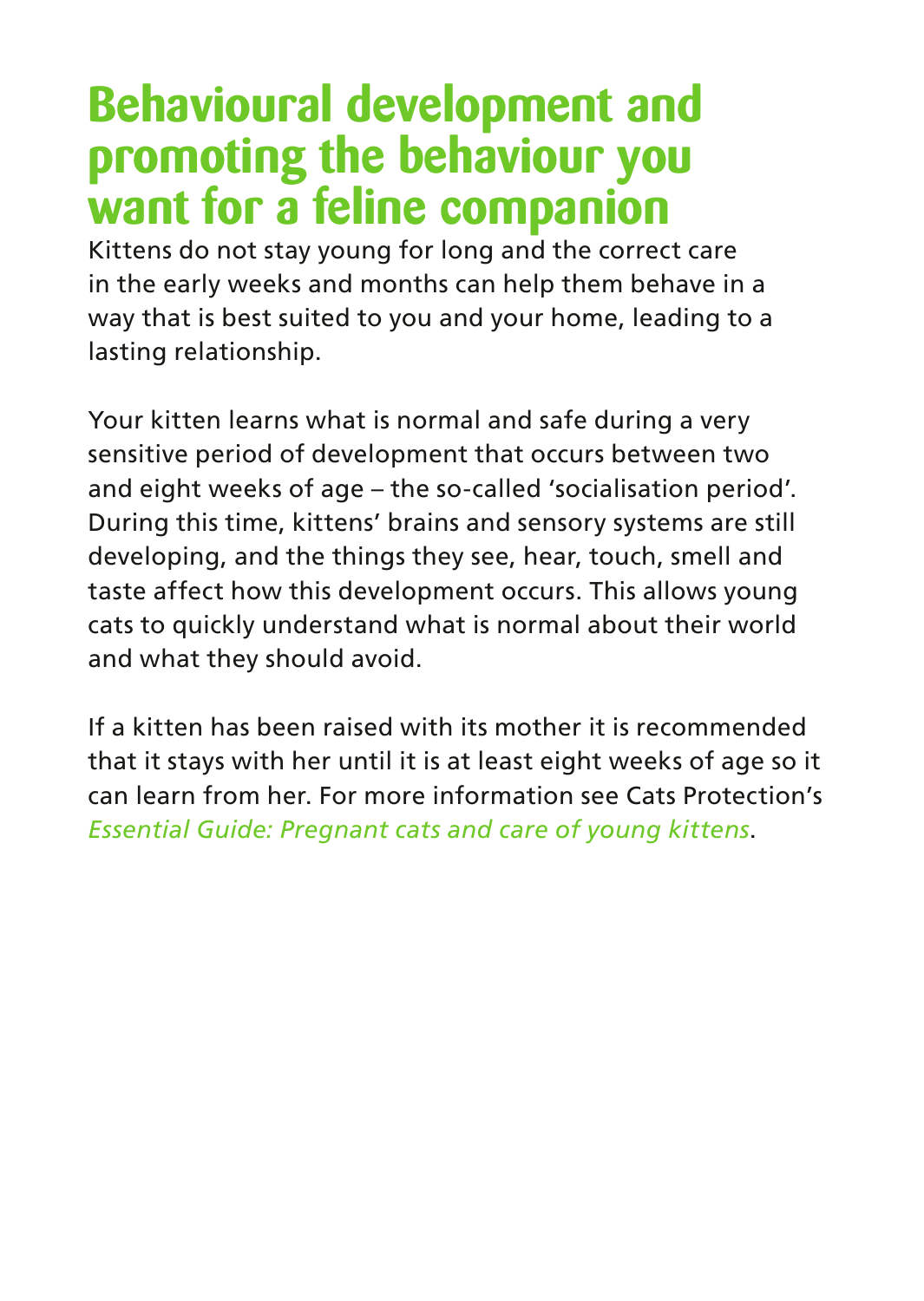# Behavioural development and promoting the behaviour you want for a feline companion

Kittens do not stay young for long and the correct care in the early weeks and months can help them behave in a way that is best suited to you and your home, leading to a lasting relationship.

Your kitten learns what is normal and safe during a very sensitive period of development that occurs between two and eight weeks of age – the so-called 'socialisation period'. During this time, kittens' brains and sensory systems are still developing, and the things they see, hear, touch, smell and taste affect how this development occurs. This allows young cats to quickly understand what is normal about their world and what they should avoid.

If a kitten has been raised with its mother it is recommended that it stays with her until it is at least eight weeks of age so it can learn from her. For more information see Cats Protection's *Essential Guide: Pregnant cats and care of young kittens*.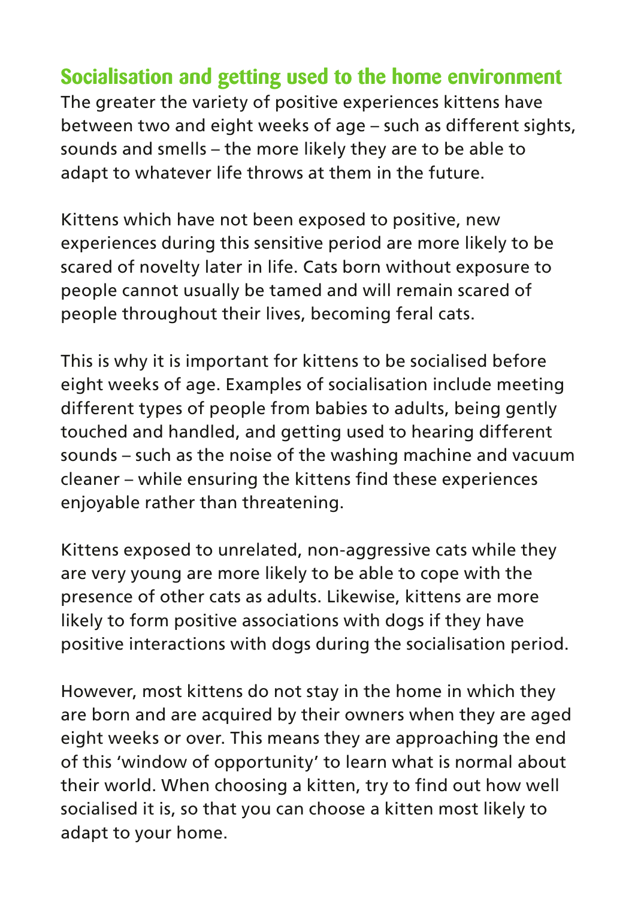## Socialisation and getting used to the home environment

The greater the variety of positive experiences kittens have between two and eight weeks of age – such as different sights, sounds and smells – the more likely they are to be able to adapt to whatever life throws at them in the future.

Kittens which have not been exposed to positive, new experiences during this sensitive period are more likely to be scared of novelty later in life. Cats born without exposure to people cannot usually be tamed and will remain scared of people throughout their lives, becoming feral cats.

This is why it is important for kittens to be socialised before eight weeks of age. Examples of socialisation include meeting different types of people from babies to adults, being gently touched and handled, and getting used to hearing different sounds – such as the noise of the washing machine and vacuum cleaner – while ensuring the kittens find these experiences enjoyable rather than threatening.

Kittens exposed to unrelated, non-aggressive cats while they are very young are more likely to be able to cope with the presence of other cats as adults. Likewise, kittens are more likely to form positive associations with dogs if they have positive interactions with dogs during the socialisation period.

However, most kittens do not stay in the home in which they are born and are acquired by their owners when they are aged eight weeks or over. This means they are approaching the end of this 'window of opportunity' to learn what is normal about their world. When choosing a kitten, try to find out how well socialised it is, so that you can choose a kitten most likely to adapt to your home.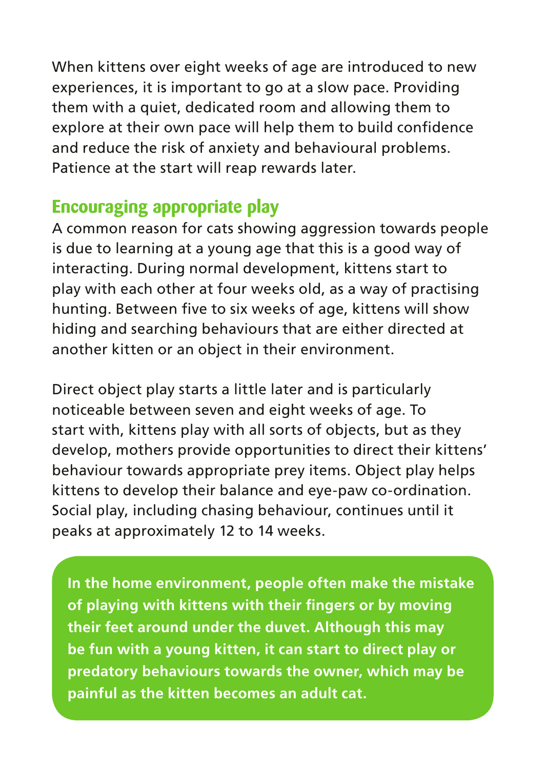When kittens over eight weeks of age are introduced to new experiences, it is important to go at a slow pace. Providing them with a quiet, dedicated room and allowing them to explore at their own pace will help them to build confidence and reduce the risk of anxiety and behavioural problems. Patience at the start will reap rewards later.

## Encouraging appropriate play

A common reason for cats showing aggression towards people is due to learning at a young age that this is a good way of interacting. During normal development, kittens start to play with each other at four weeks old, as a way of practising hunting. Between five to six weeks of age, kittens will show hiding and searching behaviours that are either directed at another kitten or an object in their environment.

Direct object play starts a little later and is particularly noticeable between seven and eight weeks of age. To start with, kittens play with all sorts of objects, but as they develop, mothers provide opportunities to direct their kittens' behaviour towards appropriate prey items. Object play helps kittens to develop their balance and eye-paw co-ordination. Social play, including chasing behaviour, continues until it peaks at approximately 12 to 14 weeks.

**In the home environment, people often make the mistake of playing with kittens with their fingers or by moving their feet around under the duvet. Although this may be fun with a young kitten, it can start to direct play or predatory behaviours towards the owner, which may be painful as the kitten becomes an adult cat.**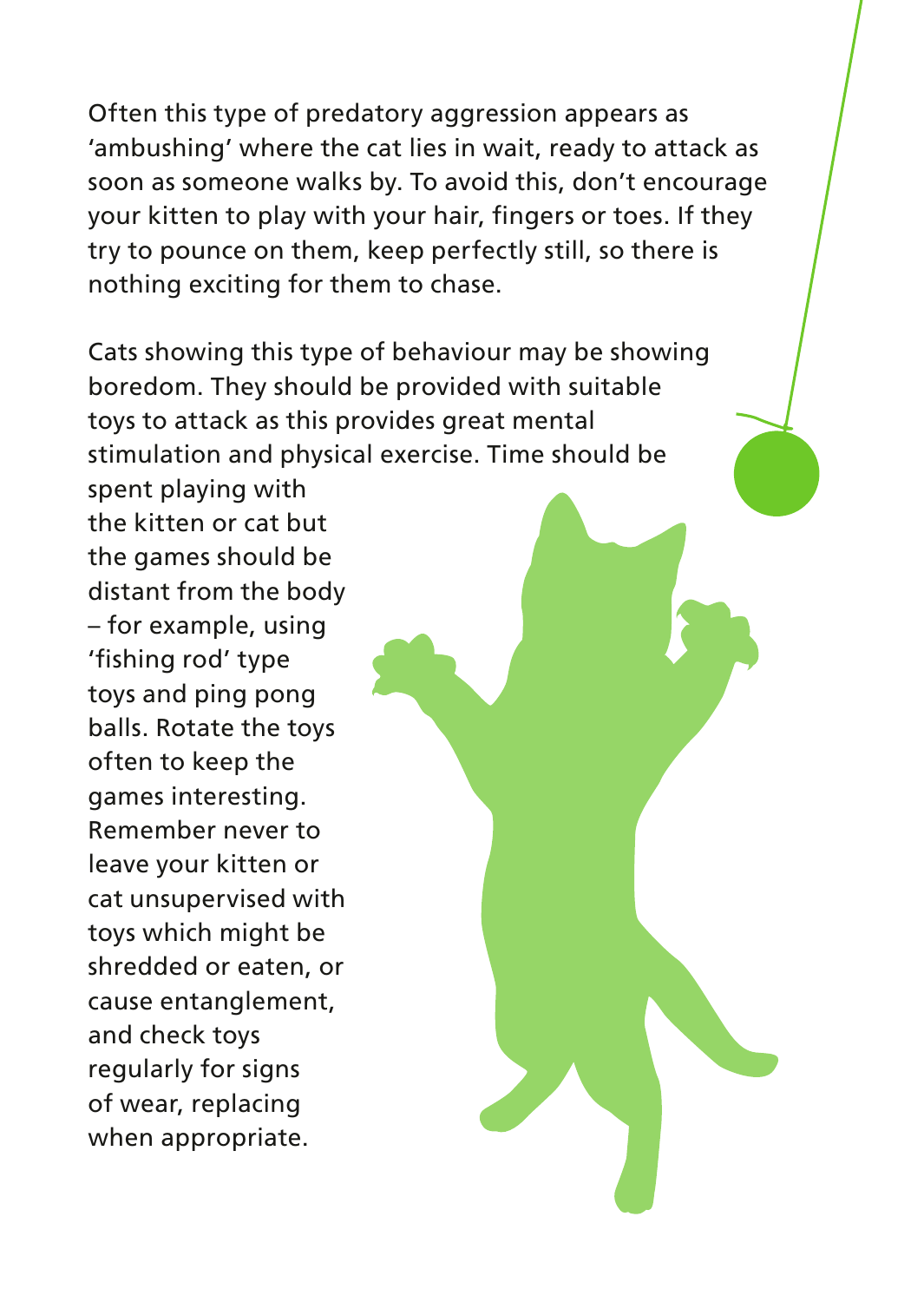Often this type of predatory aggression appears as 'ambushing' where the cat lies in wait, ready to attack as soon as someone walks by. To avoid this, don't encourage your kitten to play with your hair, fingers or toes. If they try to pounce on them, keep perfectly still, so there is nothing exciting for them to chase.

Cats showing this type of behaviour may be showing boredom. They should be provided with suitable toys to attack as this provides great mental stimulation and physical exercise. Time should be spent playing with the kitten or cat but the games should be distant from the body – for example, using 'fishing rod' type toys and ping pong balls. Rotate the toys often to keep the games interesting. Remember never to leave your kitten or cat unsupervised with toys which might be shredded or eaten, or cause entanglement, and check toys regularly for signs of wear, replacing when appropriate.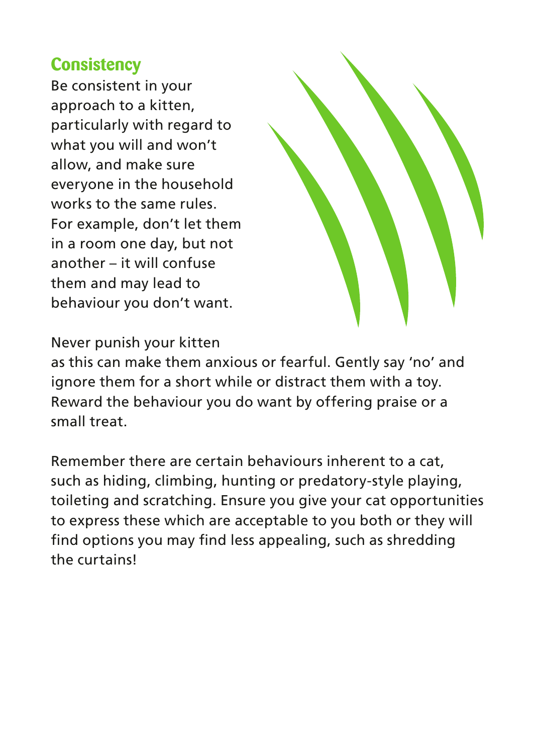## Consistency

Be consistent in your approach to a kitten, particularly with regard to what you will and won't allow, and make sure everyone in the household works to the same rules. For example, don't let them in a room one day, but not another – it will confuse them and may lead to behaviour you don't want.

Never punish your kitten as this can make them anxious or fearful. Gently say 'no' and ignore them for a short while or distract them with a toy. Reward the behaviour you do want by offering praise or a small treat.

Remember there are certain behaviours inherent to a cat, such as hiding, climbing, hunting or predatory-style playing, toileting and scratching. Ensure you give your cat opportunities to express these which are acceptable to you both or they will find options you may find less appealing, such as shredding the curtains!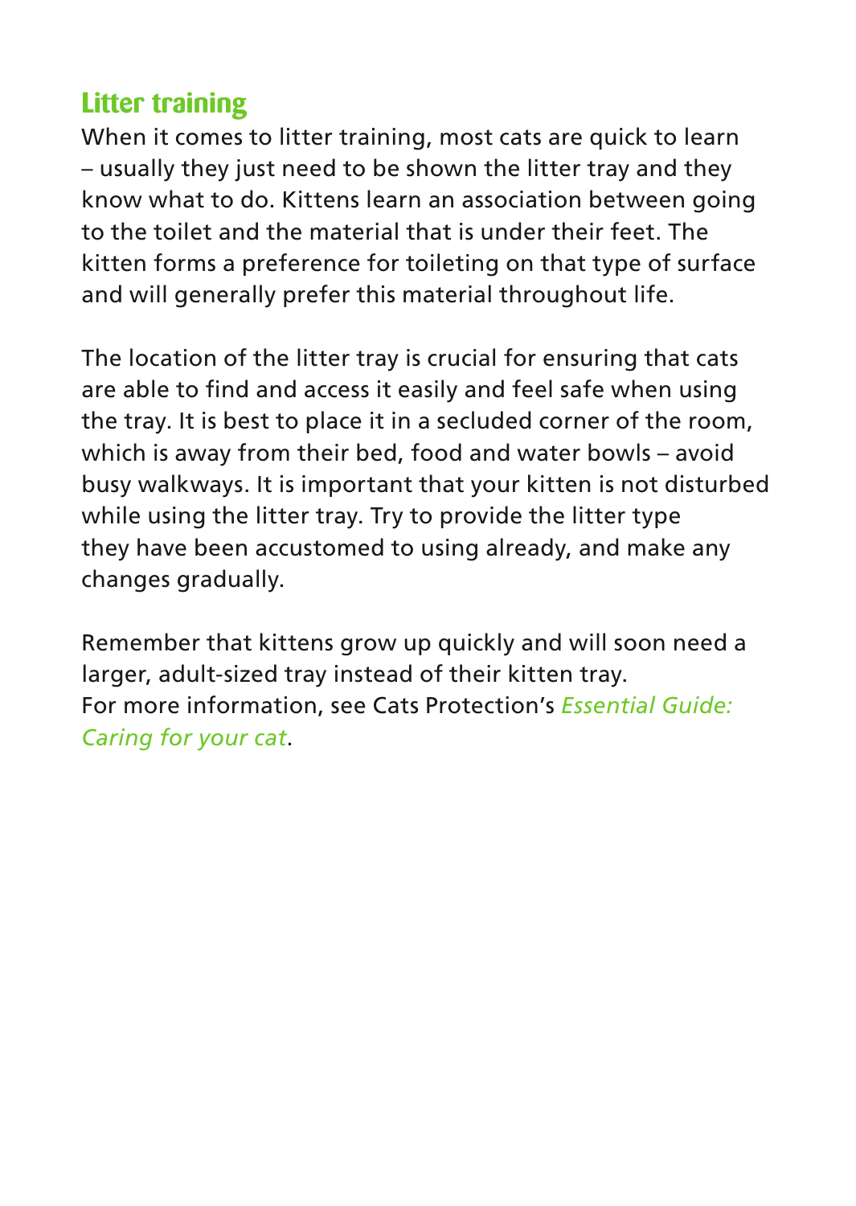## Litter training

When it comes to litter training, most cats are quick to learn – usually they just need to be shown the litter tray and they know what to do. Kittens learn an association between going to the toilet and the material that is under their feet. The kitten forms a preference for toileting on that type of surface and will generally prefer this material throughout life.

The location of the litter tray is crucial for ensuring that cats are able to find and access it easily and feel safe when using the tray. It is best to place it in a secluded corner of the room, which is away from their bed, food and water bowls – avoid busy walkways. It is important that your kitten is not disturbed while using the litter tray. Try to provide the litter type they have been accustomed to using already, and make any changes gradually.

Remember that kittens grow up quickly and will soon need a larger, adult-sized tray instead of their kitten tray.
For more information, see Cats Protection's *Essential Guide: Caring for your cat*.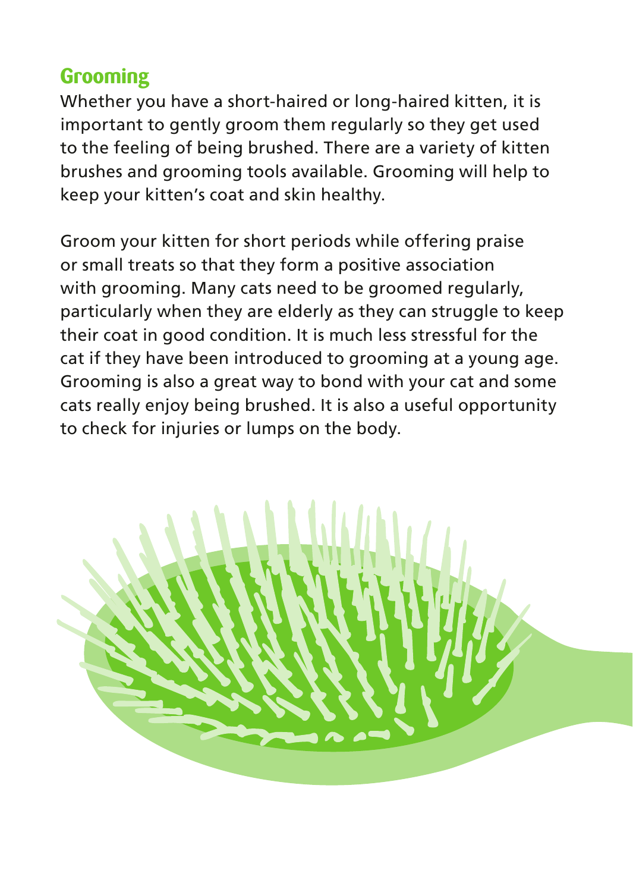## Grooming

Whether you have a short-haired or long-haired kitten, it is important to gently groom them regularly so they get used to the feeling of being brushed. There are a variety of kitten brushes and grooming tools available. Grooming will help to keep your kitten's coat and skin healthy.

Groom your kitten for short periods while offering praise or small treats so that they form a positive association with grooming. Many cats need to be groomed regularly, particularly when they are elderly as they can struggle to keep their coat in good condition. It is much less stressful for the cat if they have been introduced to grooming at a young age. Grooming is also a great way to bond with your cat and some cats really enjoy being brushed. It is also a useful opportunity to check for injuries or lumps on the body.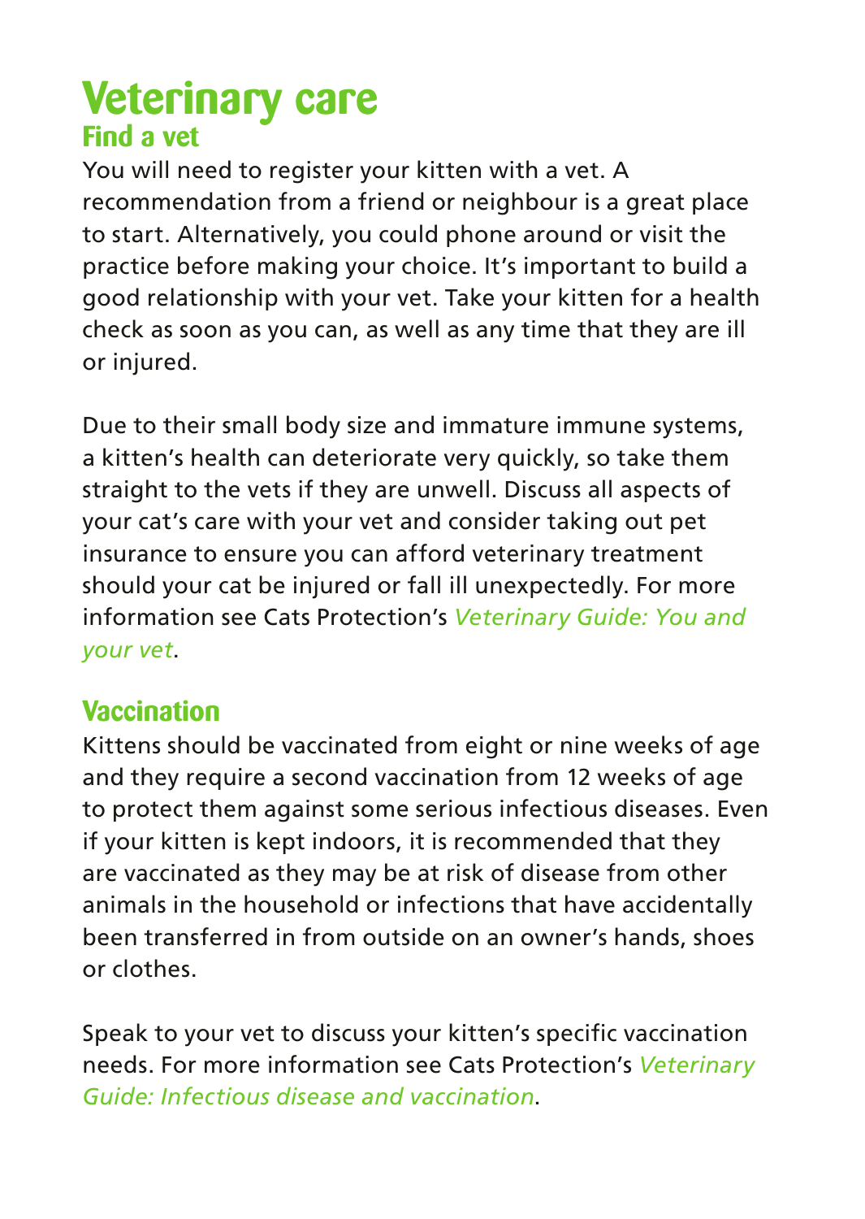# Veterinary care

## Find a vet

You will need to register your kitten with a vet. A recommendation from a friend or neighbour is a great place to start. Alternatively, you could phone around or visit the practice before making your choice. It's important to build a good relationship with your vet. Take your kitten for a health check as soon as you can, as well as any time that they are ill or injured.

Due to their small body size and immature immune systems, a kitten's health can deteriorate very quickly, so take them straight to the vets if they are unwell. Discuss all aspects of your cat's care with your vet and consider taking out pet insurance to ensure you can afford veterinary treatment should your cat be injured or fall ill unexpectedly. For more information see Cats Protection's *Veterinary Guide: You and your vet*.

## Vaccination

Kittens should be vaccinated from eight or nine weeks of age and they require a second vaccination from 12 weeks of age to protect them against some serious infectious diseases. Even if your kitten is kept indoors, it is recommended that they are vaccinated as they may be at risk of disease from other animals in the household or infections that have accidentally been transferred in from outside on an owner's hands, shoes or clothes.

Speak to your vet to discuss your kitten's specific vaccination needs. For more information see Cats Protection's *Veterinary Guide: Infectious disease and vaccination*.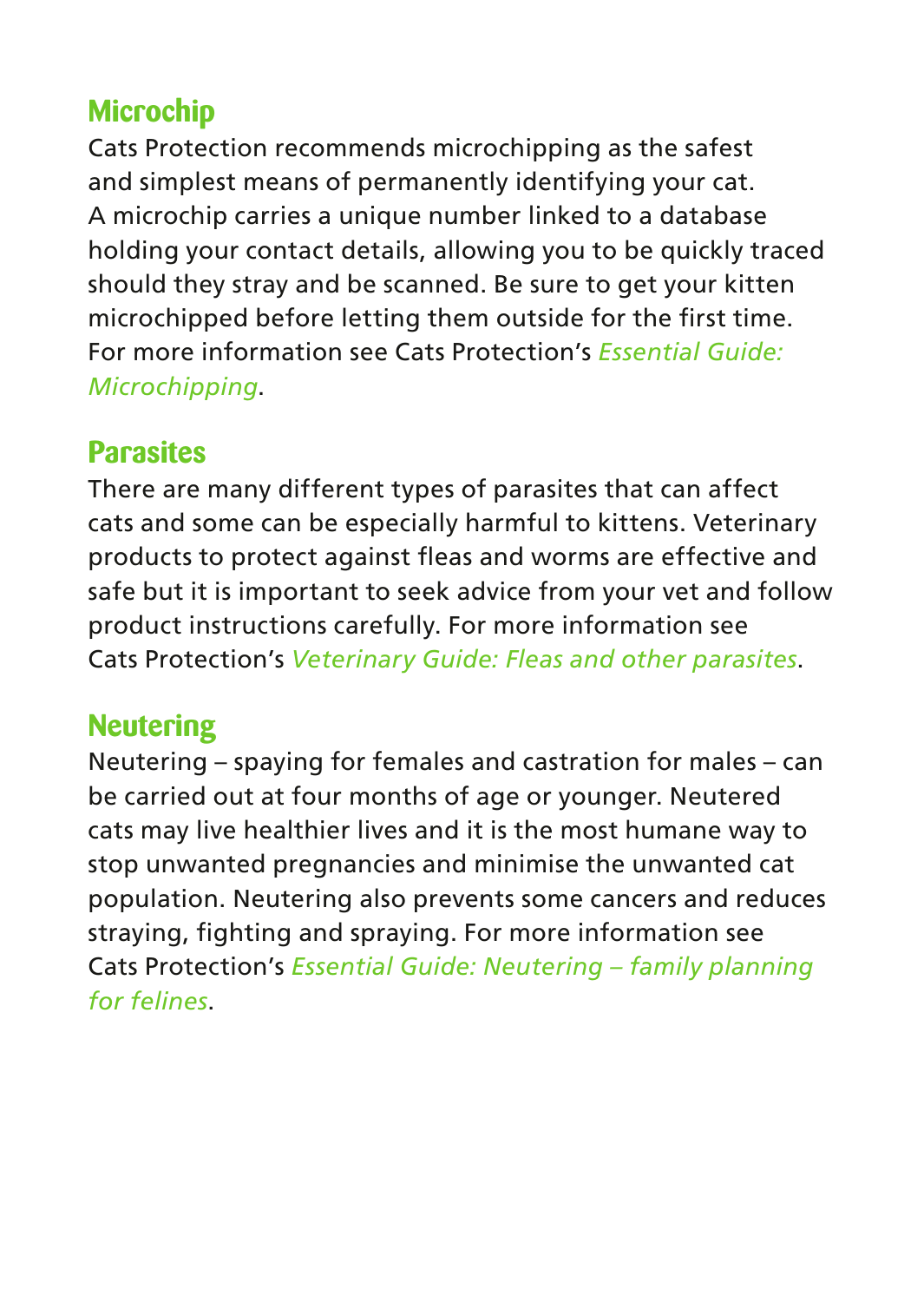## Microchip

Cats Protection recommends microchipping as the safest and simplest means of permanently identifying your cat. A microchip carries a unique number linked to a database holding your contact details, allowing you to be quickly traced should they stray and be scanned. Be sure to get your kitten microchipped before letting them outside for the first time. For more information see Cats Protection's *Essential Guide: Microchipping*.

## Parasites

There are many different types of parasites that can affect cats and some can be especially harmful to kittens. Veterinary products to protect against fleas and worms are effective and safe but it is important to seek advice from your vet and follow product instructions carefully. For more information see Cats Protection's *Veterinary Guide: Fleas and other parasites*.

## Neutering

Neutering – spaying for females and castration for males – can be carried out at four months of age or younger. Neutered cats may live healthier lives and it is the most humane way to stop unwanted pregnancies and minimise the unwanted cat population. Neutering also prevents some cancers and reduces straying, fighting and spraying. For more information see Cats Protection's *Essential Guide: Neutering – family planning for felines*.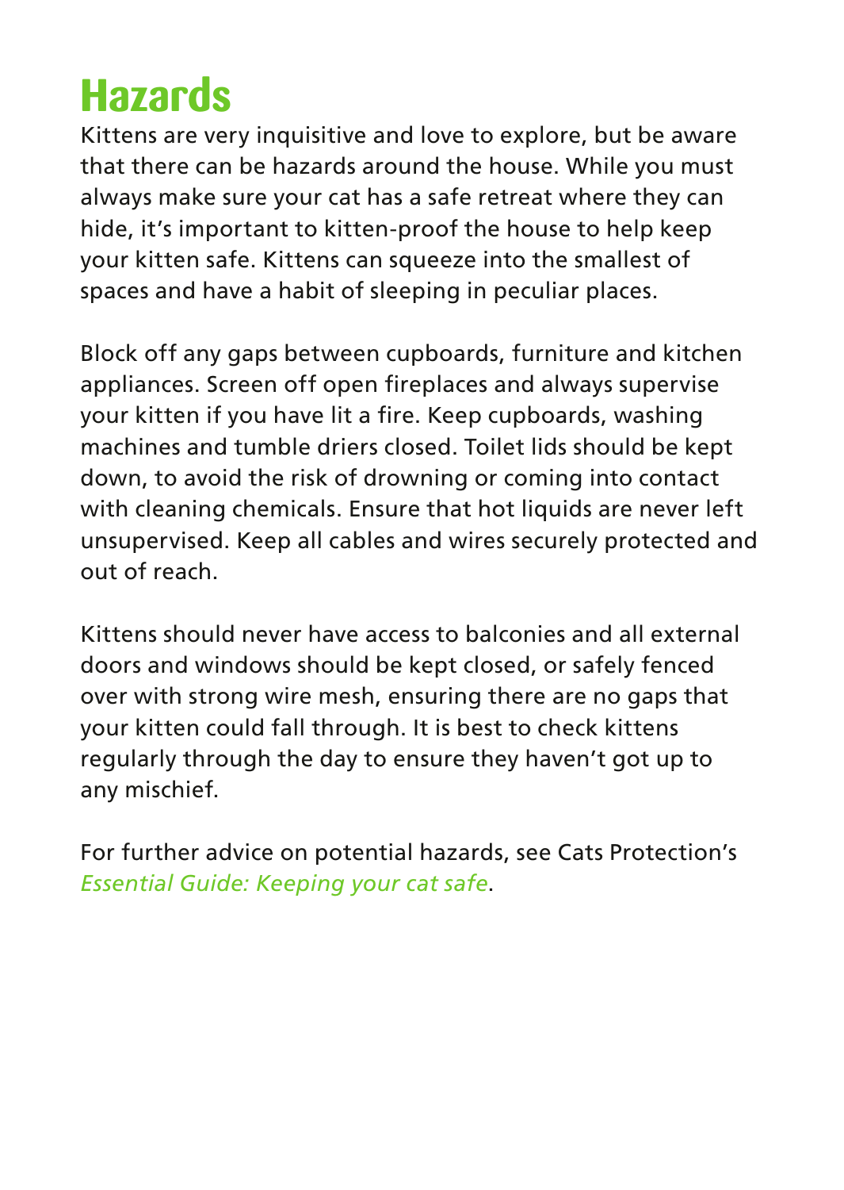# Hazards

Kittens are very inquisitive and love to explore, but be aware that there can be hazards around the house. While you must always make sure your cat has a safe retreat where they can hide, it's important to kitten-proof the house to help keep your kitten safe. Kittens can squeeze into the smallest of spaces and have a habit of sleeping in peculiar places.

Block off any gaps between cupboards, furniture and kitchen appliances. Screen off open fireplaces and always supervise your kitten if you have lit a fire. Keep cupboards, washing machines and tumble driers closed. Toilet lids should be kept down, to avoid the risk of drowning or coming into contact with cleaning chemicals. Ensure that hot liquids are never left unsupervised. Keep all cables and wires securely protected and out of reach.

Kittens should never have access to balconies and all external doors and windows should be kept closed, or safely fenced over with strong wire mesh, ensuring there are no gaps that your kitten could fall through. It is best to check kittens regularly through the day to ensure they haven't got up to any mischief.

For further advice on potential hazards, see Cats Protection's *Essential Guide: Keeping your cat safe*.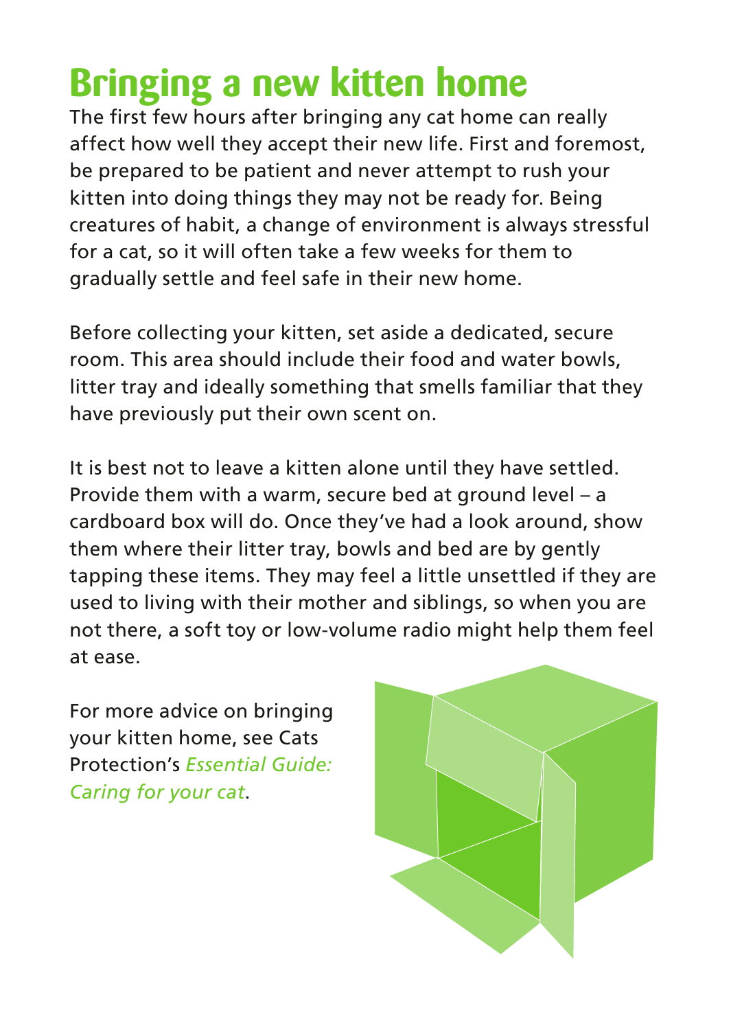# Bringing a new kitten home

The first few hours after bringing any cat home can really affect how well they accept their new life. First and foremost, be prepared to be patient and never attempt to rush your kitten into doing things they may not be ready for. Being creatures of habit, a change of environment is always stressful for a cat, so it will often take a few weeks for them to gradually settle and feel safe in their new home.

Before collecting your kitten, set aside a dedicated, secure room. This area should include their food and water bowls, litter tray and ideally something that smells familiar that they have previously put their own scent on.

It is best not to leave a kitten alone until they have settled. Provide them with a warm, secure bed at ground level – a cardboard box will do. Once they've had a look around, show them where their litter tray, bowls and bed are by gently tapping these items. They may feel a little unsettled if they are used to living with their mother and siblings, so when you are not there, a soft toy or low-volume radio might help them feel at ease.

For more advice on bringing your kitten home, see Cats Protection's *Essential Guide: Caring for your cat*.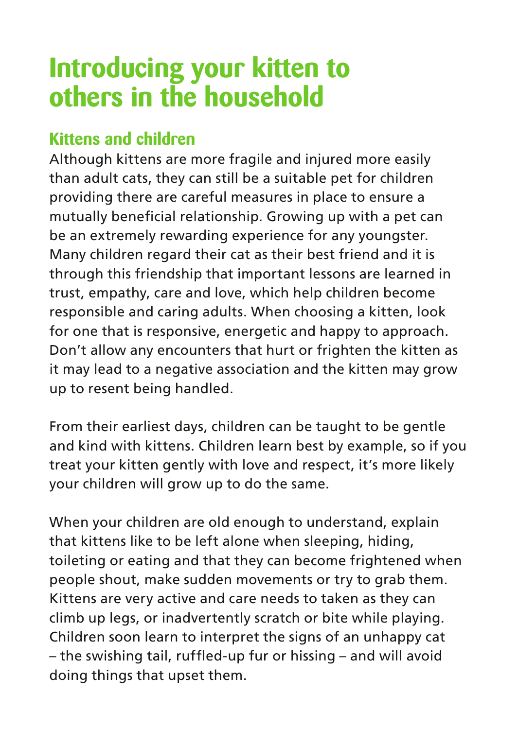# Introducing your kitten to others in the household

## Kittens and children

Although kittens are more fragile and injured more easily than adult cats, they can still be a suitable pet for children providing there are careful measures in place to ensure a mutually beneficial relationship. Growing up with a pet can be an extremely rewarding experience for any youngster. Many children regard their cat as their best friend and it is through this friendship that important lessons are learned in trust, empathy, care and love, which help children become responsible and caring adults. When choosing a kitten, look for one that is responsive, energetic and happy to approach. Don't allow any encounters that hurt or frighten the kitten as it may lead to a negative association and the kitten may grow up to resent being handled.

From their earliest days, children can be taught to be gentle and kind with kittens. Children learn best by example, so if you treat your kitten gently with love and respect, it's more likely your children will grow up to do the same.

When your children are old enough to understand, explain that kittens like to be left alone when sleeping, hiding, toileting or eating and that they can become frightened when people shout, make sudden movements or try to grab them. Kittens are very active and care needs to taken as they can climb up legs, or inadvertently scratch or bite while playing. Children soon learn to interpret the signs of an unhappy cat – the swishing tail, ruffled-up fur or hissing – and will avoid doing things that upset them.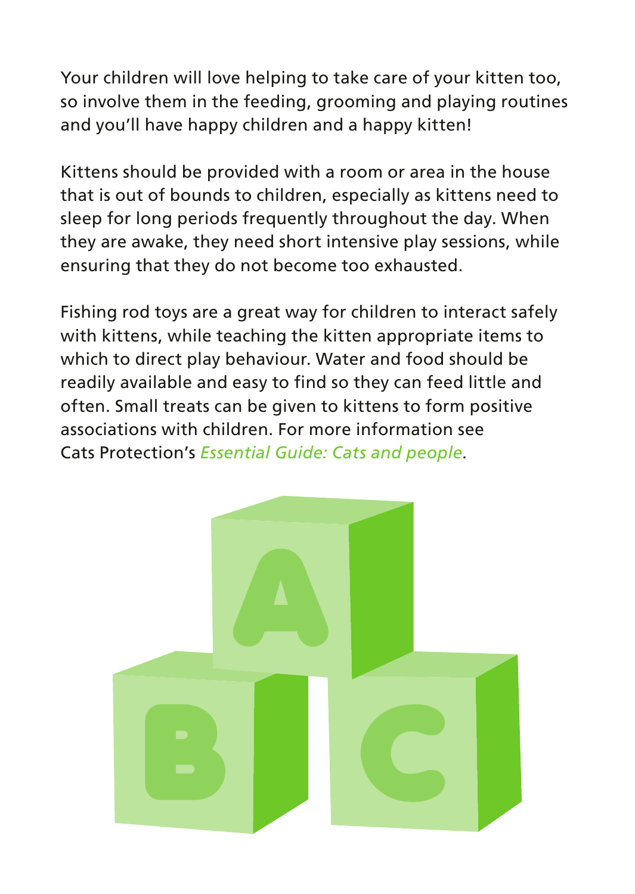Your children will love helping to take care of your kitten too, so involve them in the feeding, grooming and playing routines and you'll have happy children and a happy kitten!

Kittens should be provided with a room or area in the house that is out of bounds to children, especially as kittens need to sleep for long periods frequently throughout the day. When they are awake, they need short intensive play sessions, while ensuring that they do not become too exhausted.

Fishing rod toys are a great way for children to interact safely with kittens, while teaching the kitten appropriate items to which to direct play behaviour. Water and food should be readily available and easy to find so they can feed little and often. Small treats can be given to kittens to form positive associations with children. For more information see Cats Protection's *Essential Guide: Cats and people*.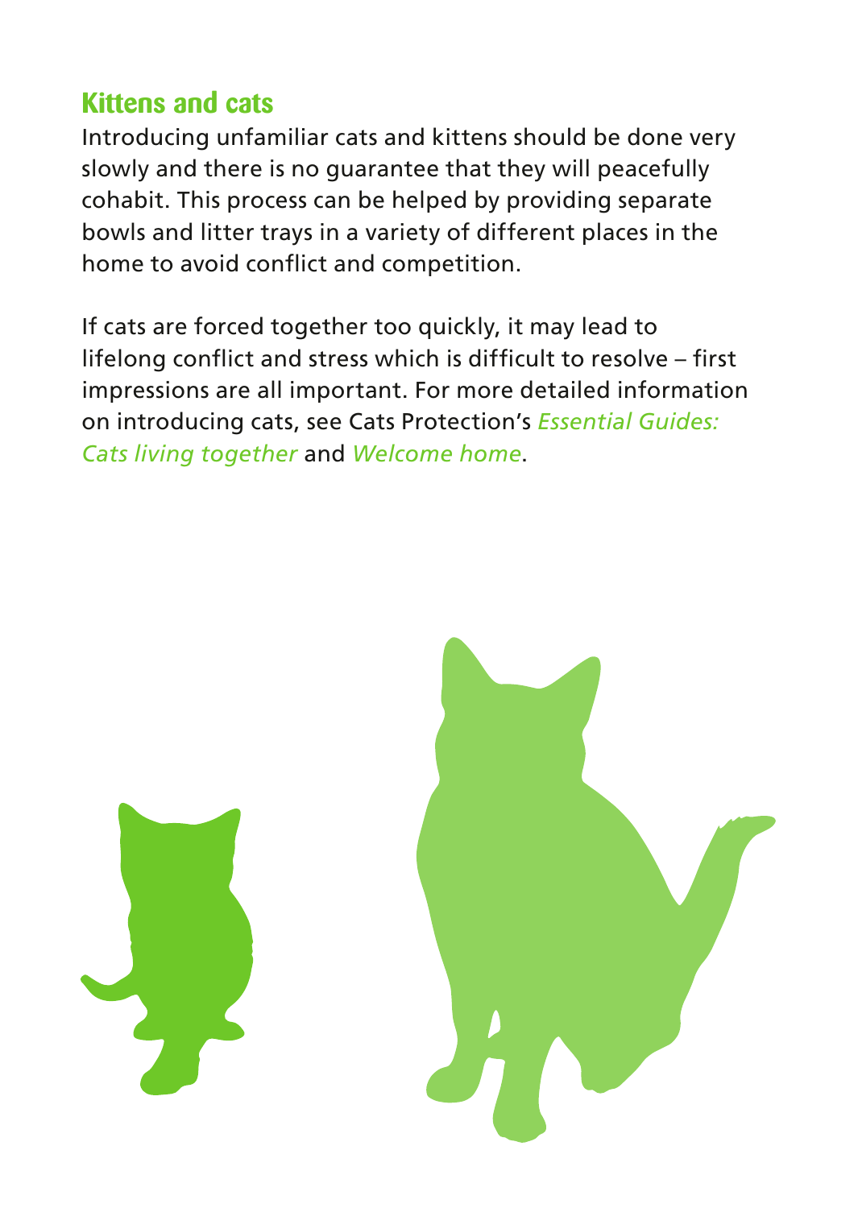## Kittens and cats

Introducing unfamiliar cats and kittens should be done very slowly and there is no guarantee that they will peacefully cohabit. This process can be helped by providing separate bowls and litter trays in a variety of different places in the home to avoid conflict and competition.

If cats are forced together too quickly, it may lead to lifelong conflict and stress which is difficult to resolve – first impressions are all important. For more detailed information on introducing cats, see Cats Protection's *Essential Guides: Cats living together* and *Welcome home*.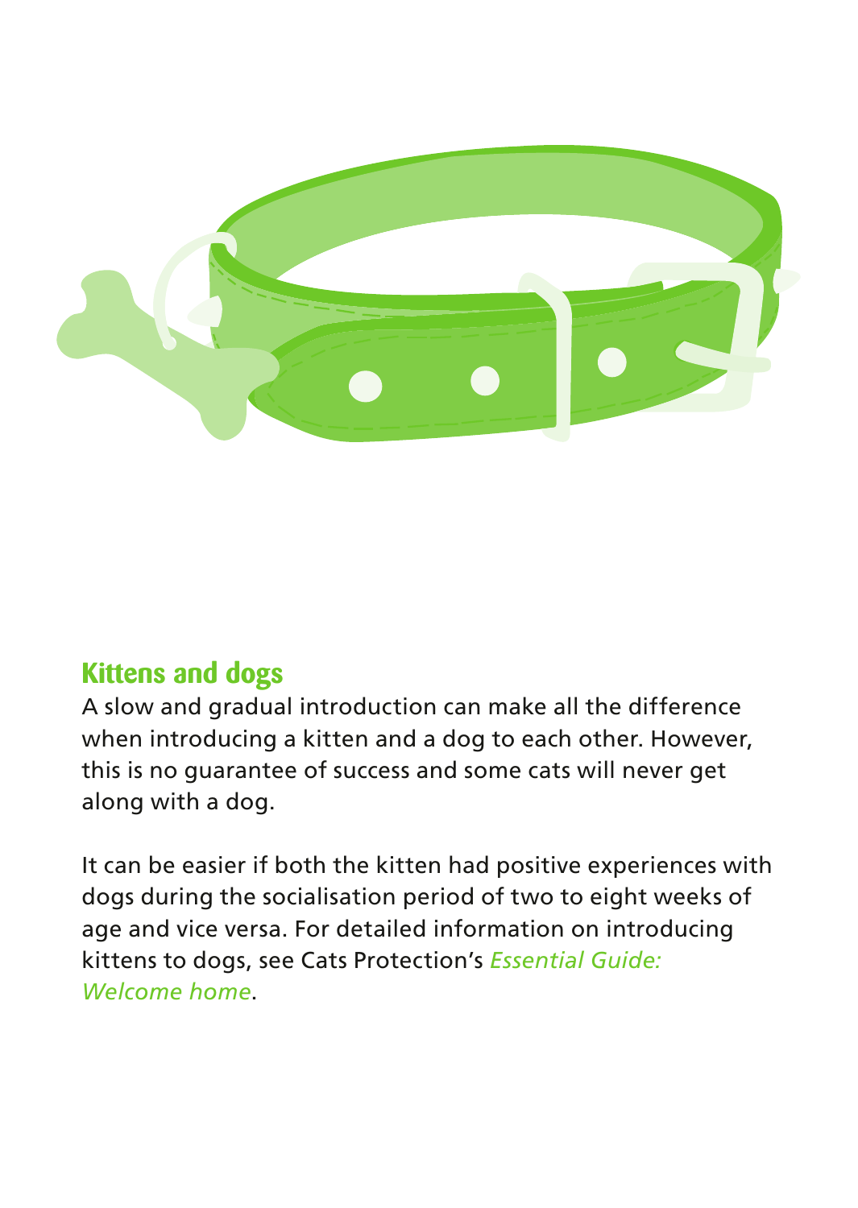## Kittens and dogs

A slow and gradual introduction can make all the difference when introducing a kitten and a dog to each other. However, this is no guarantee of success and some cats will never get along with a dog.

It can be easier if both the kitten had positive experiences with dogs during the socialisation period of two to eight weeks of age and vice versa. For detailed information on introducing kittens to dogs, see Cats Protection's *Essential Guide: Welcome home*.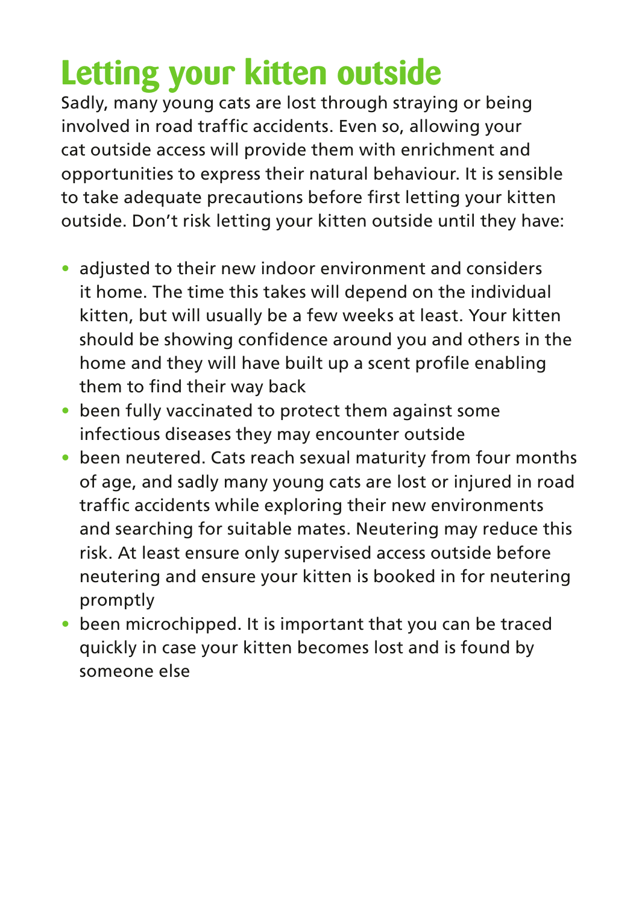# Letting your kitten outside

Sadly, many young cats are lost through straying or being involved in road traffic accidents. Even so, allowing your cat outside access will provide them with enrichment and opportunities to express their natural behaviour. It is sensible to take adequate precautions before first letting your kitten outside. Don't risk letting your kitten outside until they have:

- adjusted to their new indoor environment and considers it home. The time this takes will depend on the individual kitten, but will usually be a few weeks at least. Your kitten should be showing confidence around you and others in the home and they will have built up a scent profile enabling them to find their way back
- been fully vaccinated to protect them against some infectious diseases they may encounter outside
- been neutered. Cats reach sexual maturity from four months of age, and sadly many young cats are lost or injured in road traffic accidents while exploring their new environments and searching for suitable mates. Neutering may reduce this risk. At least ensure only supervised access outside before neutering and ensure your kitten is booked in for neutering promptly
- been microchipped. It is important that you can be traced quickly in case your kitten becomes lost and is found by someone else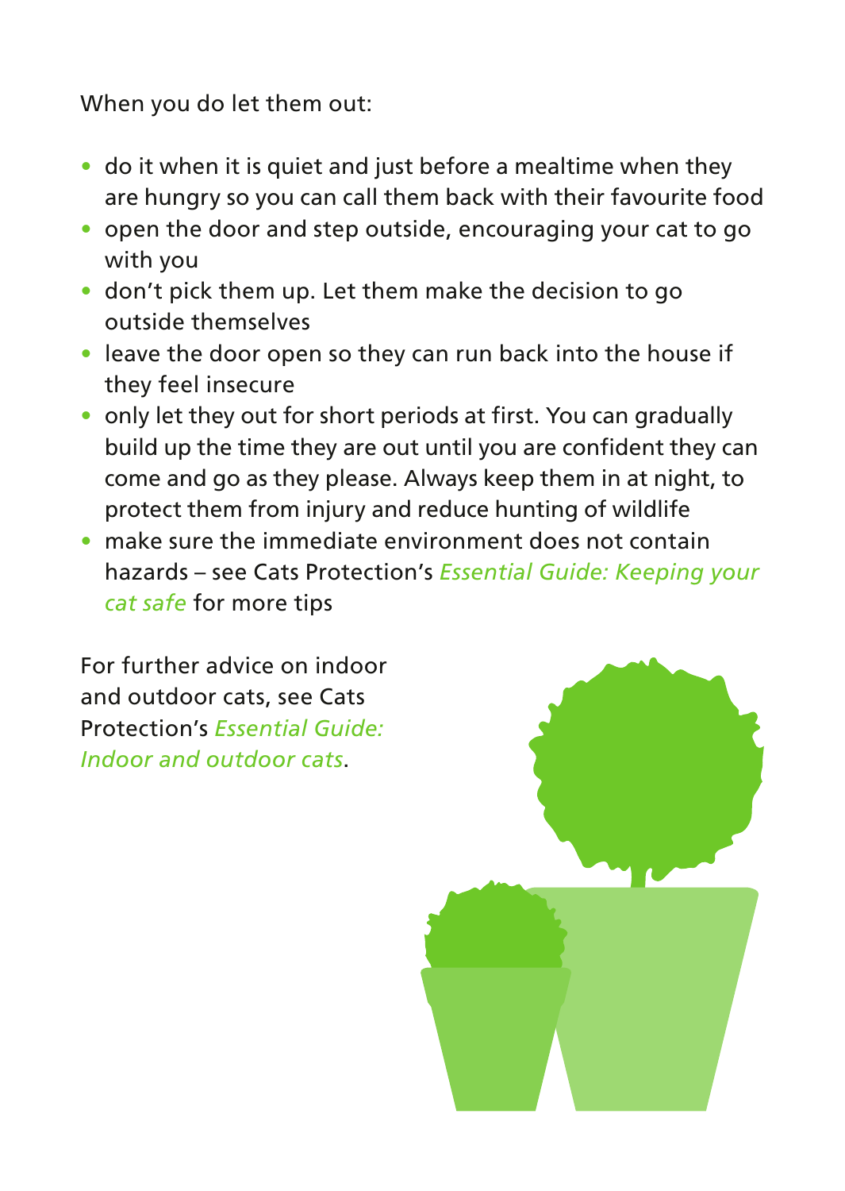When you do let them out:

- do it when it is quiet and just before a mealtime when they are hungry so you can call them back with their favourite food
- open the door and step outside, encouraging your cat to go with you
- don't pick them up. Let them make the decision to go outside themselves
- leave the door open so they can run back into the house if they feel insecure
- only let they out for short periods at first. You can gradually build up the time they are out until you are confident they can come and go as they please. Always keep them in at night, to protect them from injury and reduce hunting of wildlife
- make sure the immediate environment does not contain hazards – see Cats Protection's *Essential Guide: Keeping your cat safe* for more tips

For further advice on indoor and outdoor cats, see Cats Protection's *Essential Guide: Indoor and outdoor cats*.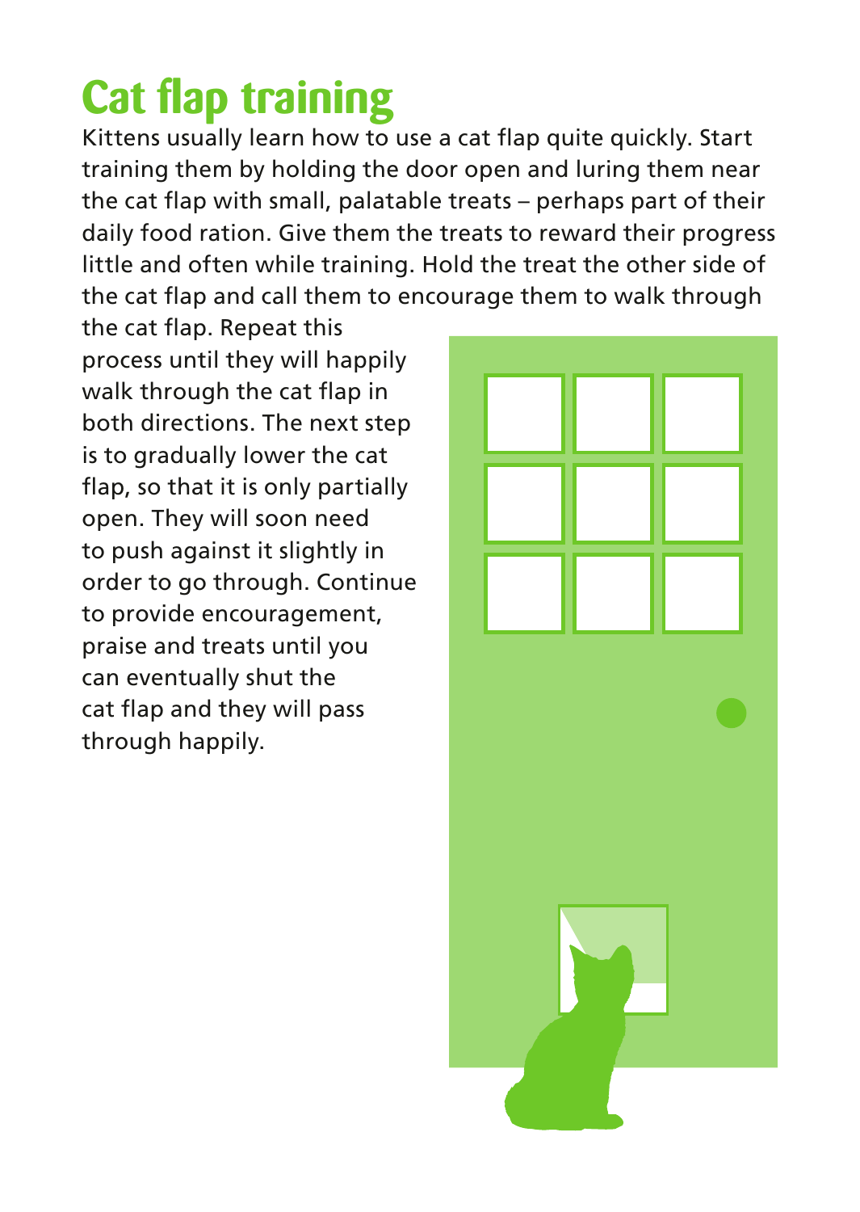# Cat flap training

Kittens usually learn how to use a cat flap quite quickly. Start training them by holding the door open and luring them near the cat flap with small, palatable treats – perhaps part of their daily food ration. Give them the treats to reward their progress little and often while training. Hold the treat the other side of the cat flap and call them to encourage them to walk through the cat flap. Repeat this process until they will happily walk through the cat flap in both directions. The next step is to gradually lower the cat flap, so that it is only partially open. They will soon need to push against it slightly in order to go through. Continue to provide encouragement, praise and treats until you can eventually shut the cat flap and they will pass through happily.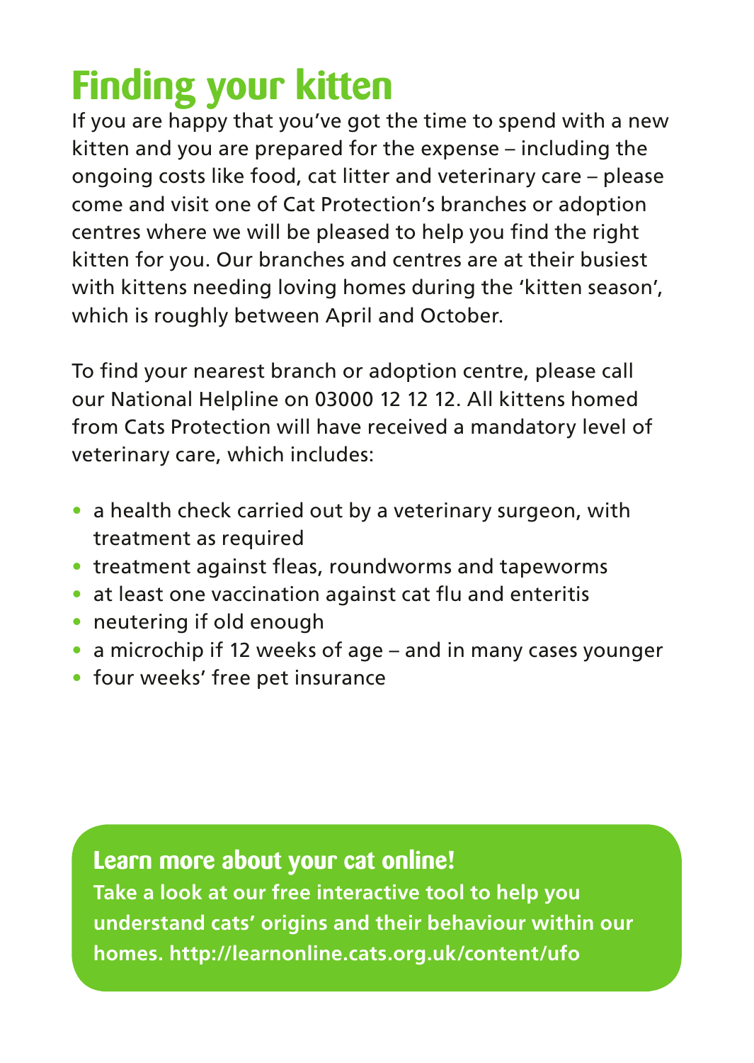# Finding your kitten

If you are happy that you've got the time to spend with a new kitten and you are prepared for the expense – including the ongoing costs like food, cat litter and veterinary care – please come and visit one of Cat Protection's branches or adoption centres where we will be pleased to help you find the right kitten for you. Our branches and centres are at their busiest with kittens needing loving homes during the 'kitten season', which is roughly between April and October.

To find your nearest branch or adoption centre, please call our National Helpline on 03000 12 12 12. All kittens homed from Cats Protection will have received a mandatory level of veterinary care, which includes:

- a health check carried out by a veterinary surgeon, with treatment as required
- treatment against fleas, roundworms and tapeworms
- at least one vaccination against cat flu and enteritis
- neutering if old enough
- a microchip if 12 weeks of age – and in many cases younger
- four weeks' free pet insurance

## Learn more about your cat online!

**Take a look at our free interactive tool to help you understand cats' origins and their behaviour within our homes. http://learnonline.cats.org.uk/content/ufo**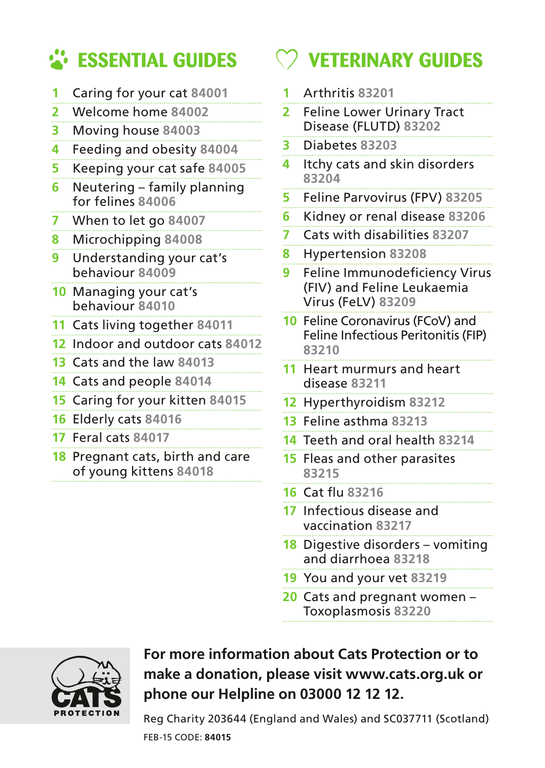## ESSENTIAL GUIDES

1. Caring for your cat 84001
2. Welcome home 84002
3. Moving house 84003
4. Feeding and obesity 84004
5. Keeping your cat safe 84005
6. Neutering – family planning for felines 84006
7. When to let go 84007
8. Microchipping 84008
9. Understanding your cat's behaviour 84009
10. Managing your cat's behaviour 84010
11. Cats living together 84011
12. Indoor and outdoor cats 84012
13. Cats and the law 84013
14. Cats and people 84014
15. Caring for your kitten 84015
16. Elderly cats 84016
17. Feral cats 84017
18. Pregnant cats, birth and care of young kittens 84018

## VETERINARY GUIDES

1. Arthritis 83201
2. Feline Lower Urinary Tract Disease (FLUTD) 83202
3. Diabetes 83203
4. Itchy cats and skin disorders 83204
5. Feline Parvovirus (FPV) 83205
6. Kidney or renal disease 83206
7. Cats with disabilities 83207
8. Hypertension 83208
9. Feline Immunodeficiency Virus (FIV) and Feline Leukaemia Virus (FeLV) 83209
10. Feline Coronavirus (FCoV) and Feline Infectious Peritonitis (FIP) 83210
11. Heart murmurs and heart disease 83211
12. Hyperthyroidism 83212
13. Feline asthma 83213
14. Teeth and oral health 83214
15. Fleas and other parasites 83215
16. Cat flu 83216
17. Infectious disease and vaccination 83217
18. Digestive disorders – vomiting and diarrhoea 83218
19. You and your vet 83219
20. Cats and pregnant women – Toxoplasmosis 83220

CATS PROTECTION

**For more information about Cats Protection or to make a donation, please visit www.cats.org.uk or phone our Helpline on 03000 12 12 12.**

Reg Charity 203644 (England and Wales) and SC037711 (Scotland)

FEB-15 CODE: **84015**